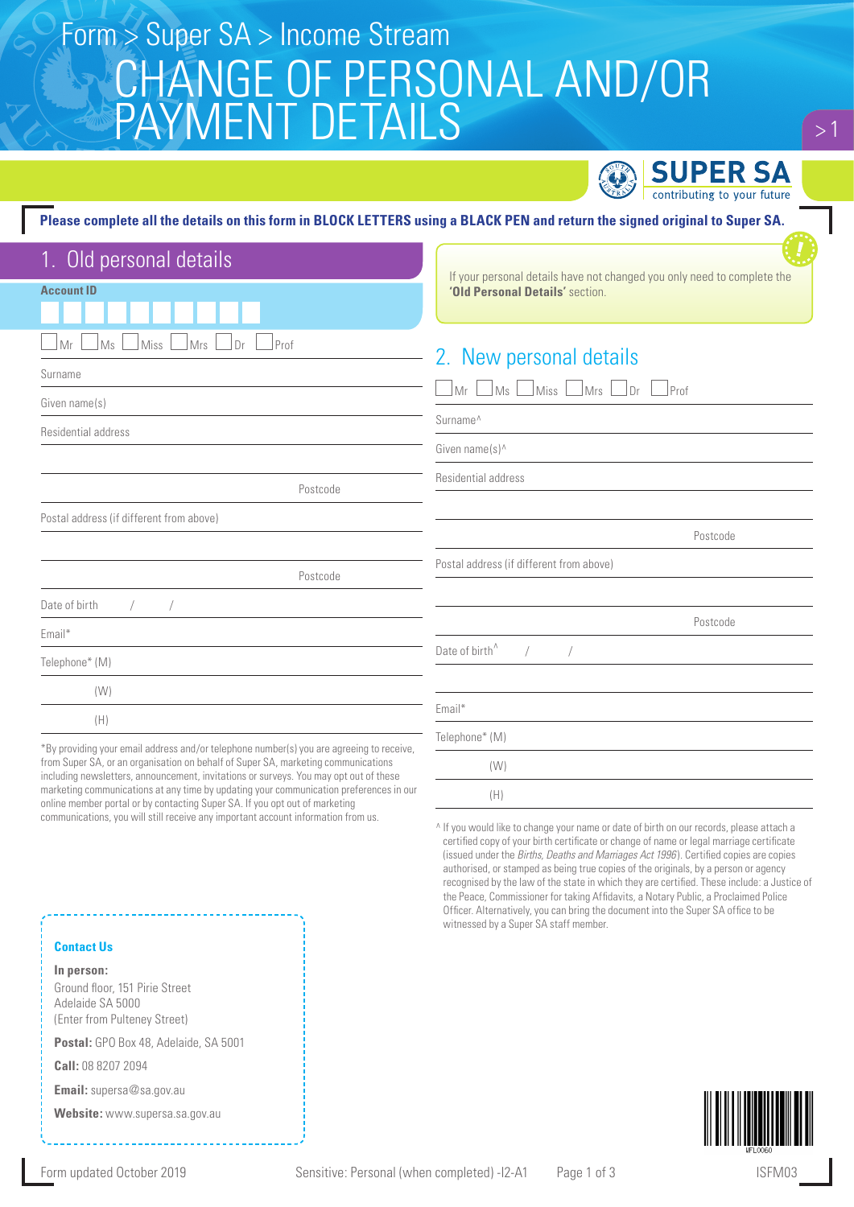Form > Super SA > Income Stream

# CHANGE OF PERSONAL AND/OR PAYMENT DETAILS

SUPER SA
contributing to your future

**Please complete all the details on this form in BLOCK LETTERS using a BLACK PEN and return the signed original to Super SA.**

## 1. Old personal details

**Account ID**

☐ Mr ☐ Ms ☐ Miss ☐ Mrs ☐ Dr ☐ Prof

Surname

Given name(s)

Residential address

Postcode

Postal address (if different from above)

Postcode

Date of birth / /

Email*

Telephone* (M)

(W)

(H)

*By providing your email address and/or telephone number(s) you are agreeing to receive, from Super SA, or an organisation on behalf of Super SA, marketing communications including newsletters, announcement, invitations or surveys. You may opt out of these marketing communications at any time by updating your communication preferences in our online member portal or by contacting Super SA. If you opt out of marketing communications, you will still receive any important account information from us.

If your personal details have not changed you only need to complete the **'Old Personal Details'** section.

## 2. New personal details

☐ Mr ☐ Ms ☐ Miss ☐ Mrs ☐ Dr ☐ Prof

Surname^

Given name(s)^

Residential address

Postcode

Postal address (if different from above)

Postcode

Date of birth^ / /

Email*

Telephone* (M)

(W)

(H)

^ If you would like to change your name or date of birth on our records, please attach a certified copy of your birth certificate or change of name or legal marriage certificate (issued under the *Births, Deaths and Marriages Act 1996*). Certified copies are copies authorised, or stamped as being true copies of the originals, by a person or agency recognised by the law of the state in which they are certified. These include: a Justice of the Peace, Commissioner for taking Affidavits, a Notary Public, a Proclaimed Police Officer. Alternatively, you can bring the document into the Super SA office to be witnessed by a Super SA staff member.

**Contact Us**

**In person:**
Ground floor, 151 Pirie Street
Adelaide SA 5000
(Enter from Pulteney Street)

**Postal:** GPO Box 48, Adelaide, SA 5001

**Call:** 08 8207 2094

**Email:** supersa@sa.gov.au

**Website:** www.supersa.sa.gov.au

Form updated October 2019 Sensitive: Personal (when completed) -I2-A1 ISFM03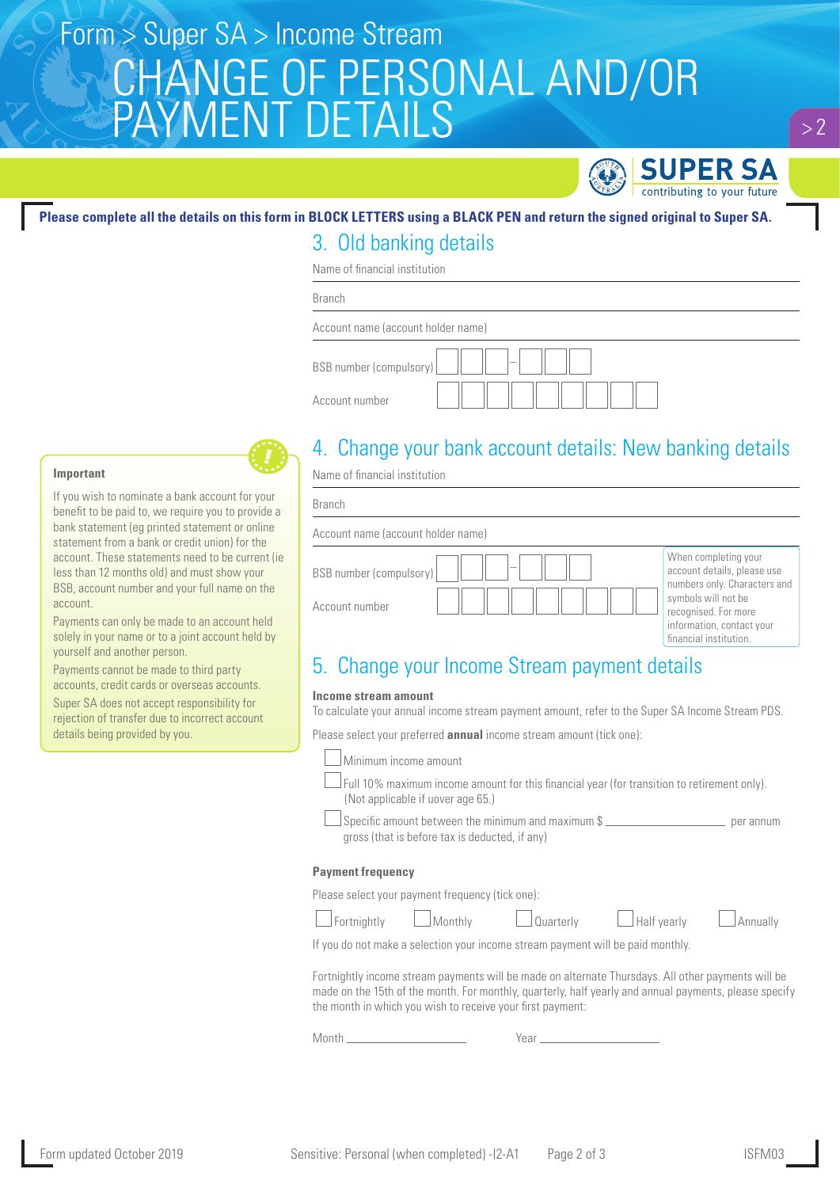Form > Super SA > Income Stream

# CHANGE OF PERSONAL AND/OR PAYMENT DETAILS

**Please complete all the details on this form in BLOCK LETTERS using a BLACK PEN and return the signed original to Super SA.**

## 3. Old banking details

Name of financial institution

Branch

Account name (account holder name)

BSB number (compulsory) ☐☐☐ – ☐☐☐

Account number ☐☐☐☐☐☐☐☐☐

## 4. Change your bank account details: New banking details

Name of financial institution

Branch

Account name (account holder name)

BSB number (compulsory) ☐☐☐ – ☐☐☐

Account number ☐☐☐☐☐☐☐☐☐

When completing your account details, please use numbers only. Characters and symbols will not be recognised. For more information, contact your financial institution.

**Important**

If you wish to nominate a bank account for your benefit to be paid to, we require you to provide a bank statement (eg printed statement or online statement from a bank or credit union) for the account. These statements need to be current (ie less than 12 months old) and must show your BSB, account number and your full name on the account.

Payments can only be made to an account held solely in your name or to a joint account held by yourself and another person.

Payments cannot be made to third party accounts, credit cards or overseas accounts.

Super SA does not accept responsibility for rejection of transfer due to incorrect account details being provided by you.

## 5. Change your Income Stream payment details

**Income stream amount**

To calculate your annual income stream payment amount, refer to the Super SA Income Stream PDS.

Please select your preferred **annual** income stream amount (tick one):

☐ Minimum income amount

☐ Full 10% maximum income amount for this financial year (for transition to retirement only). (Not applicable if uover age 65.)

☐ Specific amount between the minimum and maximum $ ________________ per annum gross (that is before tax is deducted, if any)

**Payment frequency**

Please select your payment frequency (tick one):

☐ Fortnightly ☐ Monthly ☐ Quarterly ☐ Half yearly ☐ Annually

If you do not make a selection your income stream payment will be paid monthly.

Fortnightly income stream payments will be made on alternate Thursdays. All other payments will be made on the 15th of the month. For monthly, quarterly, half yearly and annual payments, please specify the month in which you wish to receive your first payment:

Month ________________ Year ________________

Form updated October 2019 Sensitive: Personal (when completed) -I2-A1 ISFM03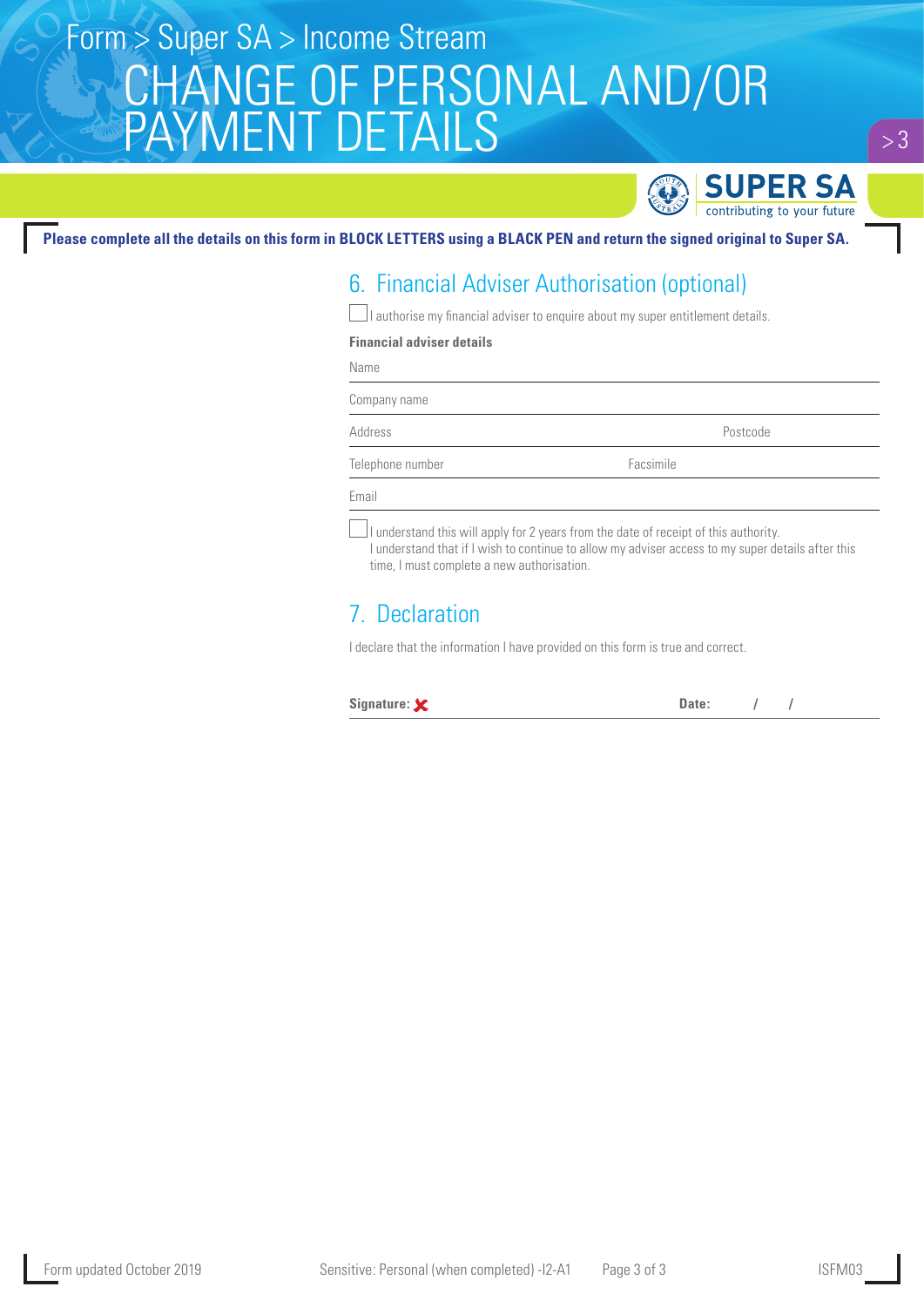Form > Super SA > Income Stream

# CHANGE OF PERSONAL AND/OR PAYMENT DETAILS

**Please complete all the details on this form in BLOCK LETTERS using a BLACK PEN and return the signed original to Super SA.**

## 6. Financial Adviser Authorisation (optional)

☐ I authorise my financial adviser to enquire about my super entitlement details.

**Financial adviser details**

Name

Company name

Address　　　　　　　　Postcode

Telephone number　　　　　　　　Facsimile

Email

☐ I understand this will apply for 2 years from the date of receipt of this authority.
I understand that if I wish to continue to allow my adviser access to my super details after this time, I must complete a new authorisation.

## 7. Declaration

I declare that the information I have provided on this form is true and correct.

**Signature:** ✗　　　　　　　　**Date:** / /

Form updated October 2019　　Sensitive: Personal (when completed) -I2-A1　　ISFM03